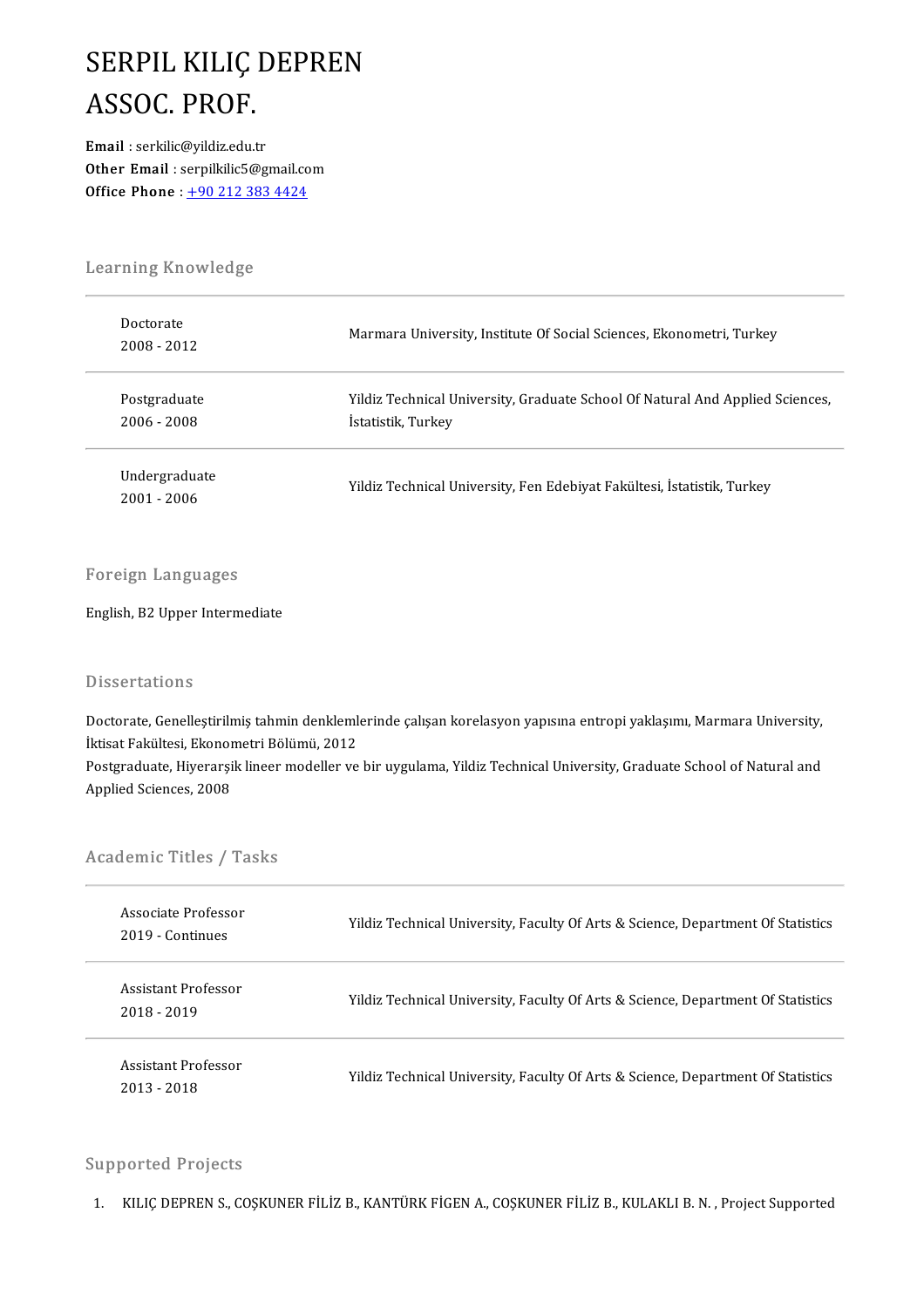# SERPIL KILIÇ DEPREN
# ASSOC. PROF.

**Email** : serkilic@yildiz.edu.tr
**Other Email** : serpilkilic5@gmail.com
**Office Phone** : +90 212 383 4424

## Learning Knowledge

| | |
|---|---|
| Doctorate<br>2008 - 2012 | Marmara University, Institute Of Social Sciences, Ekonometri, Turkey |
| Postgraduate<br>2006 - 2008 | Yildiz Technical University, Graduate School Of Natural And Applied Sciences, İstatistik, Turkey |
| Undergraduate<br>2001 - 2006 | Yildiz Technical University, Fen Edebiyat Fakültesi, İstatistik, Turkey |

## Foreign Languages

English, B2 Upper Intermediate

## Dissertations

Doctorate, Genelleştirilmiş tahmin denklemlerinde çalışan korelasyon yapısına entropi yaklaşımı, Marmara University, İktisat Fakültesi, Ekonometri Bölümü, 2012
Postgraduate, Hiyerarşik lineer modeller ve bir uygulama, Yildiz Technical University, Graduate School of Natural and Applied Sciences, 2008

## Academic Titles / Tasks

| | |
|---|---|
| Associate Professor<br>2019 - Continues | Yildiz Technical University, Faculty Of Arts & Science, Department Of Statistics |
| Assistant Professor<br>2018 - 2019 | Yildiz Technical University, Faculty Of Arts & Science, Department Of Statistics |
| Assistant Professor<br>2013 - 2018 | Yildiz Technical University, Faculty Of Arts & Science, Department Of Statistics |

## Supported Projects

1. KILIÇ DEPREN S., COŞKUNER FİLİZ B., KANTÜRK FİGEN A., COŞKUNER FİLİZ B., KULAKLI B. N. , Project Supported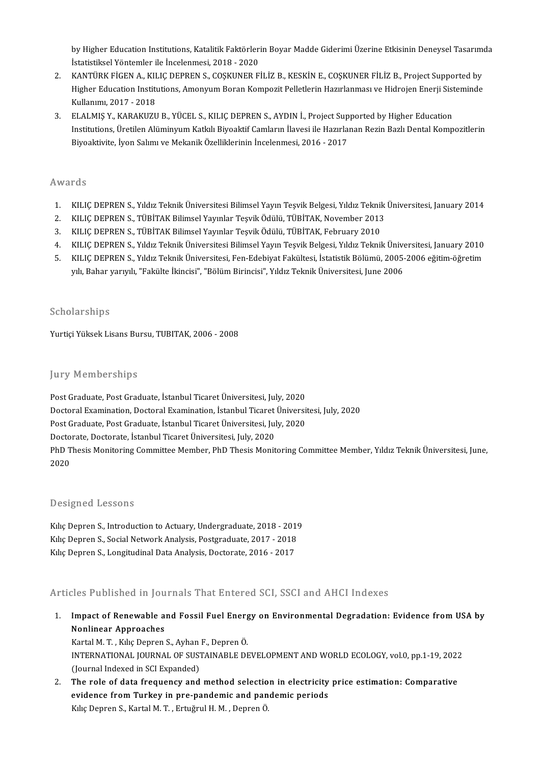by Higher Education Institutions, Katalitik Faktörlerin Boyar Madde Giderimi Üzerine Etkisinin Deneysel Tasarımda İstatistiksel Yöntemler ile İncelenmesi, 2018 - 2020

2. KANTÜRK FİGEN A., KILIÇ DEPREN S., COŞKUNER FİLİZ B., KESKİN E., COŞKUNER FİLİZ B., Project Supported by Higher Education Institutions, Amonyum Boran Kompozit Pelletlerin Hazırlanması ve Hidrojen Enerji Sisteminde Kullanımı, 2017 - 2018
3. ELALMIŞ Y., KARAKUZU B., YÜCEL S., KILIÇ DEPREN S., AYDIN İ., Project Supported by Higher Education Institutions, Üretilen Alüminyum Katkılı Biyoaktif Camların İlavesi ile Hazırlanan Rezin Bazlı Dental Kompozitlerin Biyoaktivite, İyon Salımı ve Mekanik Özelliklerinin İncelenmesi, 2016 - 2017

## Awards

1. KILIÇ DEPREN S., Yıldız Teknik Üniversitesi Bilimsel Yayın Teşvik Belgesi, Yıldız Teknik Üniversitesi, January 2014
2. KILIÇ DEPREN S., TÜBİTAK Bilimsel Yayınlar Teşvik Ödülü, TÜBİTAK, November 2013
3. KILIÇ DEPREN S., TÜBİTAK Bilimsel Yayınlar Teşvik Ödülü, TÜBİTAK, February 2010
4. KILIÇ DEPREN S., Yıldız Teknik Üniversitesi Bilimsel Yayın Teşvik Belgesi, Yıldız Teknik Üniversitesi, January 2010
5. KILIÇ DEPREN S., Yıldız Teknik Üniversitesi, Fen-Edebiyat Fakültesi, İstatistik Bölümü, 2005-2006 eğitim-öğretim yılı, Bahar yarıyılı, "Fakülte İkincisi", "Bölüm Birincisi", Yıldız Teknik Üniversitesi, June 2006

## Scholarships

Yurtiçi Yüksek Lisans Bursu, TUBITAK, 2006 - 2008

## Jury Memberships

Post Graduate, Post Graduate, İstanbul Ticaret Üniversitesi, July, 2020
Doctoral Examination, Doctoral Examination, İstanbul Ticaret Üniversitesi, July, 2020
Post Graduate, Post Graduate, İstanbul Ticaret Üniversitesi, July, 2020
Doctorate, Doctorate, İstanbul Ticaret Üniversitesi, July, 2020
PhD Thesis Monitoring Committee Member, PhD Thesis Monitoring Committee Member, Yıldız Teknik Üniversitesi, June, 2020

## Designed Lessons

Kılıç Depren S., Introduction to Actuary, Undergraduate, 2018 - 2019
Kılıç Depren S., Social Network Analysis, Postgraduate, 2017 - 2018
Kılıç Depren S., Longitudinal Data Analysis, Doctorate, 2016 - 2017

## Articles Published in Journals That Entered SCI, SSCI and AHCI Indexes

1. **Impact of Renewable and Fossil Fuel Energy on Environmental Degradation: Evidence from USA by Nonlinear Approaches**
   Kartal M. T. , Kılıç Depren S., Ayhan F., Depren Ö.
   INTERNATIONAL JOURNAL OF SUSTAINABLE DEVELOPMENT AND WORLD ECOLOGY, vol.0, pp.1-19, 2022
   (Journal Indexed in SCI Expanded)
2. **The role of data frequency and method selection in electricity price estimation: Comparative evidence from Turkey in pre-pandemic and pandemic periods**
   Kılıç Depren S., Kartal M. T. , Ertuğrul H. M. , Depren Ö.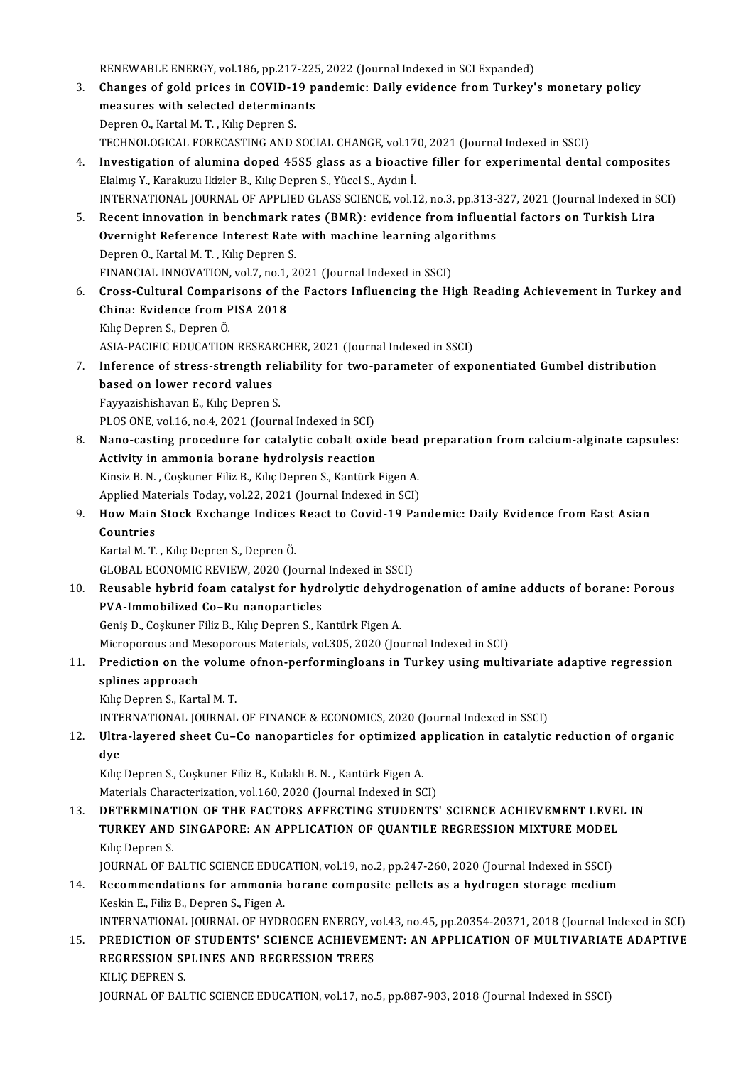RENEWABLE ENERGY, vol.186, pp.217-225, 2022 (Journal Indexed in SCI Expanded)

3. **Changes of gold prices in COVID-19 pandemic: Daily evidence from Turkey's monetary policy measures with selected determinants**
   Depren O., Kartal M. T. , Kılıç Depren S.
   TECHNOLOGICAL FORECASTING AND SOCIAL CHANGE, vol.170, 2021 (Journal Indexed in SSCI)
4. **Investigation of alumina doped 45S5 glass as a bioactive filler for experimental dental composites**
   Elalmış Y., Karakuzu Ikizler B., Kılıç Depren S., Yücel S., Aydın İ.
   INTERNATIONAL JOURNAL OF APPLIED GLASS SCIENCE, vol.12, no.3, pp.313-327, 2021 (Journal Indexed in SCI)
5. **Recent innovation in benchmark rates (BMR): evidence from influential factors on Turkish Lira Overnight Reference Interest Rate with machine learning algorithms**
   Depren O., Kartal M. T. , Kılıç Depren S.
   FINANCIAL INNOVATION, vol.7, no.1, 2021 (Journal Indexed in SSCI)
6. **Cross-Cultural Comparisons of the Factors Influencing the High Reading Achievement in Turkey and China: Evidence from PISA 2018**
   Kılıç Depren S., Depren Ö.
   ASIA-PACIFIC EDUCATION RESEARCHER, 2021 (Journal Indexed in SSCI)
7. **Inference of stress-strength reliability for two-parameter of exponentiated Gumbel distribution based on lower record values**
   Fayyazishishavan E., Kılıç Depren S.
   PLOS ONE, vol.16, no.4, 2021 (Journal Indexed in SCI)
8. **Nano-casting procedure for catalytic cobalt oxide bead preparation from calcium-alginate capsules: Activity in ammonia borane hydrolysis reaction**
   Kinsiz B. N. , Coşkuner Filiz B., Kılıç Depren S., Kantürk Figen A.
   Applied Materials Today, vol.22, 2021 (Journal Indexed in SCI)
9. **How Main Stock Exchange Indices React to Covid-19 Pandemic: Daily Evidence from East Asian Countries**
   Kartal M. T. , Kılıç Depren S., Depren Ö.
   GLOBAL ECONOMIC REVIEW, 2020 (Journal Indexed in SSCI)
10. **Reusable hybrid foam catalyst for hydrolytic dehydrogenation of amine adducts of borane: Porous PVA-Immobilized Co–Ru nanoparticles**
    Geniş D., Coşkuner Filiz B., Kılıç Depren S., Kantürk Figen A.
    Microporous and Mesoporous Materials, vol.305, 2020 (Journal Indexed in SCI)
11. **Prediction on the volume ofnon-performingloans in Turkey using multivariate adaptive regression splines approach**
    Kılıç Depren S., Kartal M. T.
    INTERNATIONAL JOURNAL OF FINANCE & ECONOMICS, 2020 (Journal Indexed in SSCI)
12. **Ultra-layered sheet Cu–Co nanoparticles for optimized application in catalytic reduction of organic dye**
    Kılıç Depren S., Coşkuner Filiz B., Kulaklı B. N. , Kantürk Figen A.
    Materials Characterization, vol.160, 2020 (Journal Indexed in SCI)
13. **DETERMINATION OF THE FACTORS AFFECTING STUDENTS' SCIENCE ACHIEVEMENT LEVEL IN TURKEY AND SINGAPORE: AN APPLICATION OF QUANTILE REGRESSION MIXTURE MODEL**
    Kılıç Depren S.
    JOURNAL OF BALTIC SCIENCE EDUCATION, vol.19, no.2, pp.247-260, 2020 (Journal Indexed in SSCI)
14. **Recommendations for ammonia borane composite pellets as a hydrogen storage medium**
    Keskin E., Filiz B., Depren S., Figen A.
    INTERNATIONAL JOURNAL OF HYDROGEN ENERGY, vol.43, no.45, pp.20354-20371, 2018 (Journal Indexed in SCI)
15. **PREDICTION OF STUDENTS' SCIENCE ACHIEVEMENT: AN APPLICATION OF MULTIVARIATE ADAPTIVE REGRESSION SPLINES AND REGRESSION TREES**
    KILIÇ DEPREN S.
    JOURNAL OF BALTIC SCIENCE EDUCATION, vol.17, no.5, pp.887-903, 2018 (Journal Indexed in SSCI)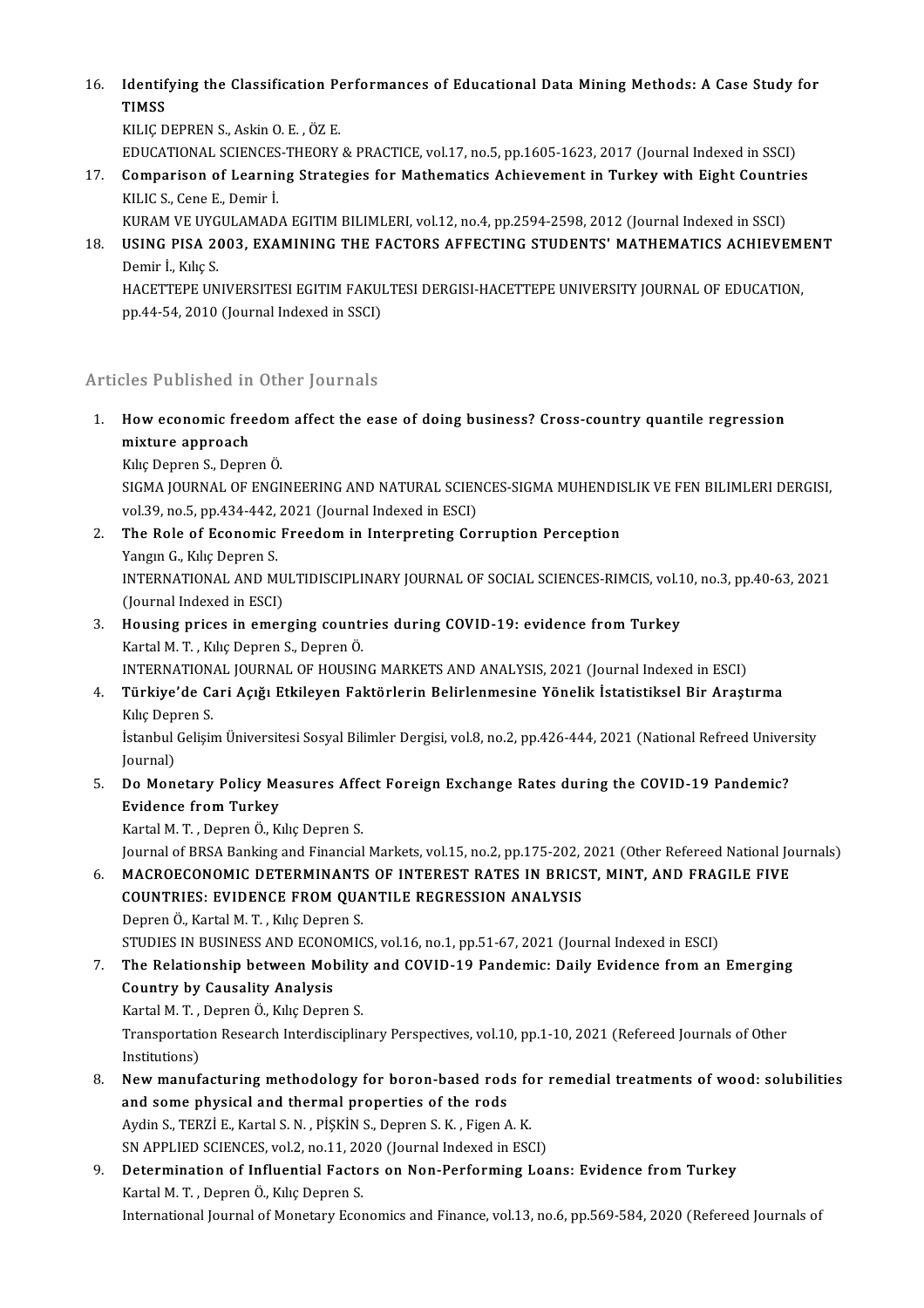16. **Identifying the Classification Performances of Educational Data Mining Methods: A Case Study for TIMSS**
    KILIÇ DEPREN S., Askin O. E. , ÖZ E.
    EDUCATIONAL SCIENCES-THEORY & PRACTICE, vol.17, no.5, pp.1605-1623, 2017 (Journal Indexed in SSCI)
17. **Comparison of Learning Strategies for Mathematics Achievement in Turkey with Eight Countries**
    KILIC S., Cene E., Demir İ.
    KURAM VE UYGULAMADA EGITIM BILIMLERI, vol.12, no.4, pp.2594-2598, 2012 (Journal Indexed in SSCI)
18. **USING PISA 2003, EXAMINING THE FACTORS AFFECTING STUDENTS' MATHEMATICS ACHIEVEMENT**
    Demir İ., Kılıç S.
    HACETTEPE UNIVERSITESI EGITIM FAKULTESI DERGISI-HACETTEPE UNIVERSITY JOURNAL OF EDUCATION, pp.44-54, 2010 (Journal Indexed in SSCI)

## Articles Published in Other Journals

1. **How economic freedom affect the ease of doing business? Cross-country quantile regression mixture approach**
   Kılıç Depren S., Depren Ö.
   SIGMA JOURNAL OF ENGINEERING AND NATURAL SCIENCES-SIGMA MUHENDISLIK VE FEN BILIMLERI DERGISI, vol.39, no.5, pp.434-442, 2021 (Journal Indexed in ESCI)
2. **The Role of Economic Freedom in Interpreting Corruption Perception**
   Yangın G., Kılıç Depren S.
   INTERNATIONAL AND MULTIDISCIPLINARY JOURNAL OF SOCIAL SCIENCES-RIMCIS, vol.10, no.3, pp.40-63, 2021 (Journal Indexed in ESCI)
3. **Housing prices in emerging countries during COVID-19: evidence from Turkey**
   Kartal M. T. , Kılıç Depren S., Depren Ö.
   INTERNATIONAL JOURNAL OF HOUSING MARKETS AND ANALYSIS, 2021 (Journal Indexed in ESCI)
4. **Türkiye'de Cari Açığı Etkileyen Faktörlerin Belirlenmesine Yönelik İstatistiksel Bir Araştırma**
   Kılıç Depren S.
   İstanbul Gelişim Üniversitesi Sosyal Bilimler Dergisi, vol.8, no.2, pp.426-444, 2021 (National Refreed University Journal)
5. **Do Monetary Policy Measures Affect Foreign Exchange Rates during the COVID-19 Pandemic? Evidence from Turkey**
   Kartal M. T. , Depren Ö., Kılıç Depren S.
   Journal of BRSA Banking and Financial Markets, vol.15, no.2, pp.175-202, 2021 (Other Refereed National Journals)
6. **MACROECONOMIC DETERMINANTS OF INTEREST RATES IN BRICST, MINT, AND FRAGILE FIVE COUNTRIES: EVIDENCE FROM QUANTILE REGRESSION ANALYSIS**
   Depren Ö., Kartal M. T. , Kılıç Depren S.
   STUDIES IN BUSINESS AND ECONOMICS, vol.16, no.1, pp.51-67, 2021 (Journal Indexed in ESCI)
7. **The Relationship between Mobility and COVID-19 Pandemic: Daily Evidence from an Emerging Country by Causality Analysis**
   Kartal M. T. , Depren Ö., Kılıç Depren S.
   Transportation Research Interdisciplinary Perspectives, vol.10, pp.1-10, 2021 (Refereed Journals of Other Institutions)
8. **New manufacturing methodology for boron-based rods for remedial treatments of wood: solubilities and some physical and thermal properties of the rods**
   Aydin S., TERZİ E., Kartal S. N. , PİŞKİN S., Depren S. K. , Figen A. K.
   SN APPLIED SCIENCES, vol.2, no.11, 2020 (Journal Indexed in ESCI)
9. **Determination of Influential Factors on Non-Performing Loans: Evidence from Turkey**
   Kartal M. T. , Depren Ö., Kılıç Depren S.
   International Journal of Monetary Economics and Finance, vol.13, no.6, pp.569-584, 2020 (Refereed Journals of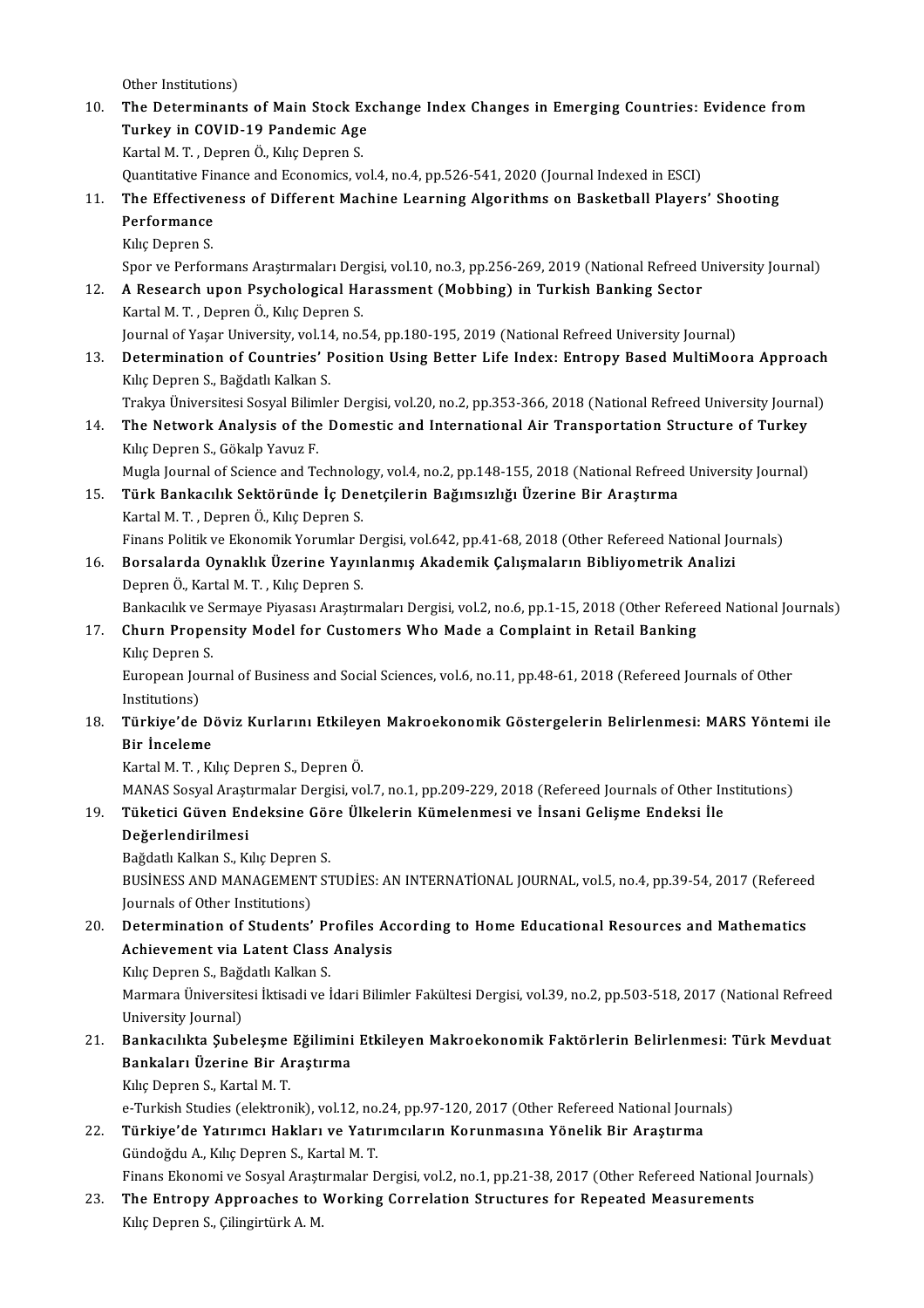Other Institutions)

10. **The Determinants of Main Stock Exchange Index Changes in Emerging Countries: Evidence from Turkey in COVID-19 Pandemic Age**
    Kartal M. T. , Depren Ö., Kılıç Depren S.
    Quantitative Finance and Economics, vol.4, no.4, pp.526-541, 2020 (Journal Indexed in ESCI)
11. **The Effectiveness of Different Machine Learning Algorithms on Basketball Players' Shooting Performance**
    Kılıç Depren S.
    Spor ve Performans Araştırmaları Dergisi, vol.10, no.3, pp.256-269, 2019 (National Refreed University Journal)
12. **A Research upon Psychological Harassment (Mobbing) in Turkish Banking Sector**
    Kartal M. T. , Depren Ö., Kılıç Depren S.
    Journal of Yaşar University, vol.14, no.54, pp.180-195, 2019 (National Refreed University Journal)
13. **Determination of Countries' Position Using Better Life Index: Entropy Based MultiMoora Approach**
    Kılıç Depren S., Bağdatlı Kalkan S.
    Trakya Üniversitesi Sosyal Bilimler Dergisi, vol.20, no.2, pp.353-366, 2018 (National Refreed University Journal)
14. **The Network Analysis of the Domestic and International Air Transportation Structure of Turkey**
    Kılıç Depren S., Gökalp Yavuz F.
    Mugla Journal of Science and Technology, vol.4, no.2, pp.148-155, 2018 (National Refreed University Journal)
15. **Türk Bankacılık Sektöründe İç Denetçilerin Bağımsızlığı Üzerine Bir Araştırma**
    Kartal M. T. , Depren Ö., Kılıç Depren S.
    Finans Politik ve Ekonomik Yorumlar Dergisi, vol.642, pp.41-68, 2018 (Other Refereed National Journals)
16. **Borsalarda Oynaklık Üzerine Yayınlanmış Akademik Çalışmaların Bibliyometrik Analizi**
    Depren Ö., Kartal M. T. , Kılıç Depren S.
    Bankacılık ve Sermaye Piyasası Araştırmaları Dergisi, vol.2, no.6, pp.1-15, 2018 (Other Refereed National Journals)
17. **Churn Propensity Model for Customers Who Made a Complaint in Retail Banking**
    Kılıç Depren S.
    European Journal of Business and Social Sciences, vol.6, no.11, pp.48-61, 2018 (Refereed Journals of Other Institutions)
18. **Türkiye'de Döviz Kurlarını Etkileyen Makroekonomik Göstergelerin Belirlenmesi: MARS Yöntemi ile Bir İnceleme**
    Kartal M. T. , Kılıç Depren S., Depren Ö.
    MANAS Sosyal Araştırmalar Dergisi, vol.7, no.1, pp.209-229, 2018 (Refereed Journals of Other Institutions)
19. **Tüketici Güven Endeksine Göre Ülkelerin Kümelenmesi ve İnsani Gelişme Endeksi İle Değerlendirilmesi**
    Bağdatlı Kalkan S., Kılıç Depren S.
    BUSİNESS AND MANAGEMENT STUDİES: AN INTERNATİONAL JOURNAL, vol.5, no.4, pp.39-54, 2017 (Refereed Journals of Other Institutions)
20. **Determination of Students' Profiles According to Home Educational Resources and Mathematics Achievement via Latent Class Analysis**
    Kılıç Depren S., Bağdatlı Kalkan S.
    Marmara Üniversitesi İktisadi ve İdari Bilimler Fakültesi Dergisi, vol.39, no.2, pp.503-518, 2017 (National Refreed University Journal)
21. **Bankacılıkta Şubeleşme Eğilimini Etkileyen Makroekonomik Faktörlerin Belirlenmesi: Türk Mevduat Bankaları Üzerine Bir Araştırma**
    Kılıç Depren S., Kartal M. T.
    e-Turkish Studies (elektronik), vol.12, no.24, pp.97-120, 2017 (Other Refereed National Journals)
22. **Türkiye'de Yatırımcı Hakları ve Yatırımcıların Korunmasına Yönelik Bir Araştırma**
    Gündoğdu A., Kılıç Depren S., Kartal M. T.
    Finans Ekonomi ve Sosyal Araştırmalar Dergisi, vol.2, no.1, pp.21-38, 2017 (Other Refereed National Journals)
23. **The Entropy Approaches to Working Correlation Structures for Repeated Measurements**
    Kılıç Depren S., Çilingirtürk A. M.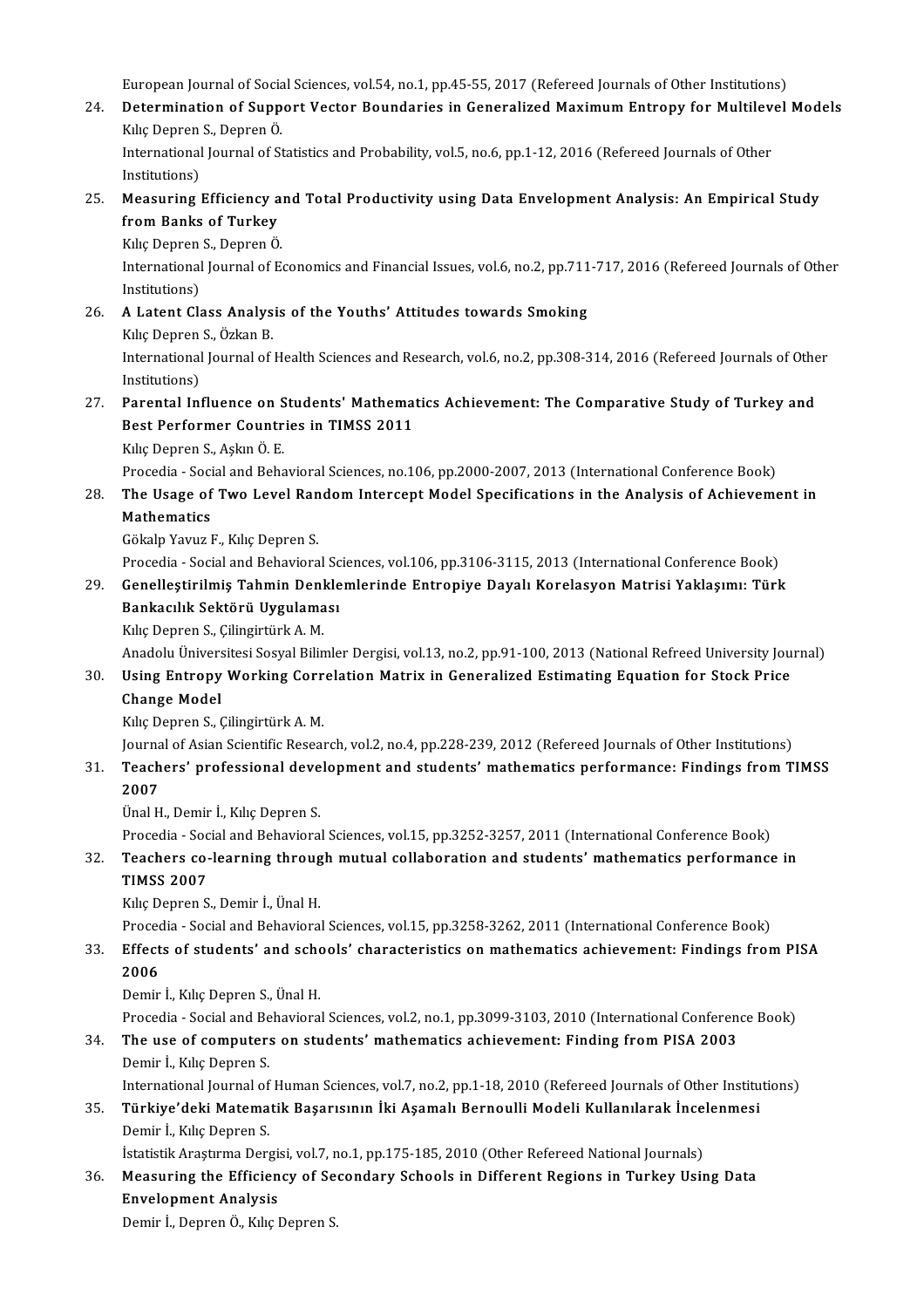European Journal of Social Sciences, vol.54, no.1, pp.45-55, 2017 (Refereed Journals of Other Institutions)

24. **Determination of Support Vector Boundaries in Generalized Maximum Entropy for Multilevel Models**
    Kılıç Depren S., Depren Ö.
    International Journal of Statistics and Probability, vol.5, no.6, pp.1-12, 2016 (Refereed Journals of Other Institutions)

25. **Measuring Efficiency and Total Productivity using Data Envelopment Analysis: An Empirical Study from Banks of Turkey**
    Kılıç Depren S., Depren Ö.
    International Journal of Economics and Financial Issues, vol.6, no.2, pp.711-717, 2016 (Refereed Journals of Other Institutions)

26. **A Latent Class Analysis of the Youths' Attitudes towards Smoking**
    Kılıç Depren S., Özkan B.
    International Journal of Health Sciences and Research, vol.6, no.2, pp.308-314, 2016 (Refereed Journals of Other Institutions)

27. **Parental Influence on Students' Mathematics Achievement: The Comparative Study of Turkey and Best Performer Countries in TIMSS 2011**
    Kılıç Depren S., Aşkın Ö. E.
    Procedia - Social and Behavioral Sciences, no.106, pp.2000-2007, 2013 (International Conference Book)

28. **The Usage of Two Level Random Intercept Model Specifications in the Analysis of Achievement in Mathematics**
    Gökalp Yavuz F., Kılıç Depren S.
    Procedia - Social and Behavioral Sciences, vol.106, pp.3106-3115, 2013 (International Conference Book)

29. **Genelleştirilmiş Tahmin Denklemlerinde Entropiye Dayalı Korelasyon Matrisi Yaklaşımı: Türk Bankacılık Sektörü Uygulaması**
    Kılıç Depren S., Çilingirtürk A. M.
    Anadolu Üniversitesi Sosyal Bilimler Dergisi, vol.13, no.2, pp.91-100, 2013 (National Refreed University Journal)

30. **Using Entropy Working Correlation Matrix in Generalized Estimating Equation for Stock Price Change Model**
    Kılıç Depren S., Çilingirtürk A. M.
    Journal of Asian Scientific Research, vol.2, no.4, pp.228-239, 2012 (Refereed Journals of Other Institutions)

31. **Teachers' professional development and students' mathematics performance: Findings from TIMSS 2007**
    Ünal H., Demir İ., Kılıç Depren S.
    Procedia - Social and Behavioral Sciences, vol.15, pp.3252-3257, 2011 (International Conference Book)

32. **Teachers co-learning through mutual collaboration and students' mathematics performance in TIMSS 2007**
    Kılıç Depren S., Demir İ., Ünal H.
    Procedia - Social and Behavioral Sciences, vol.15, pp.3258-3262, 2011 (International Conference Book)

33. **Effects of students' and schools' characteristics on mathematics achievement: Findings from PISA 2006**
    Demir İ., Kılıç Depren S., Ünal H.
    Procedia - Social and Behavioral Sciences, vol.2, no.1, pp.3099-3103, 2010 (International Conference Book)

34. **The use of computers on students' mathematics achievement: Finding from PISA 2003**
    Demir İ., Kılıç Depren S.
    International Journal of Human Sciences, vol.7, no.2, pp.1-18, 2010 (Refereed Journals of Other Institutions)

35. **Türkiye'deki Matematik Başarısının İki Aşamalı Bernoulli Modeli Kullanılarak İncelenmesi**
    Demir İ., Kılıç Depren S.
    İstatistik Araştırma Dergisi, vol.7, no.1, pp.175-185, 2010 (Other Refereed National Journals)

36. **Measuring the Efficiency of Secondary Schools in Different Regions in Turkey Using Data Envelopment Analysis**
    Demir İ., Depren Ö., Kılıç Depren S.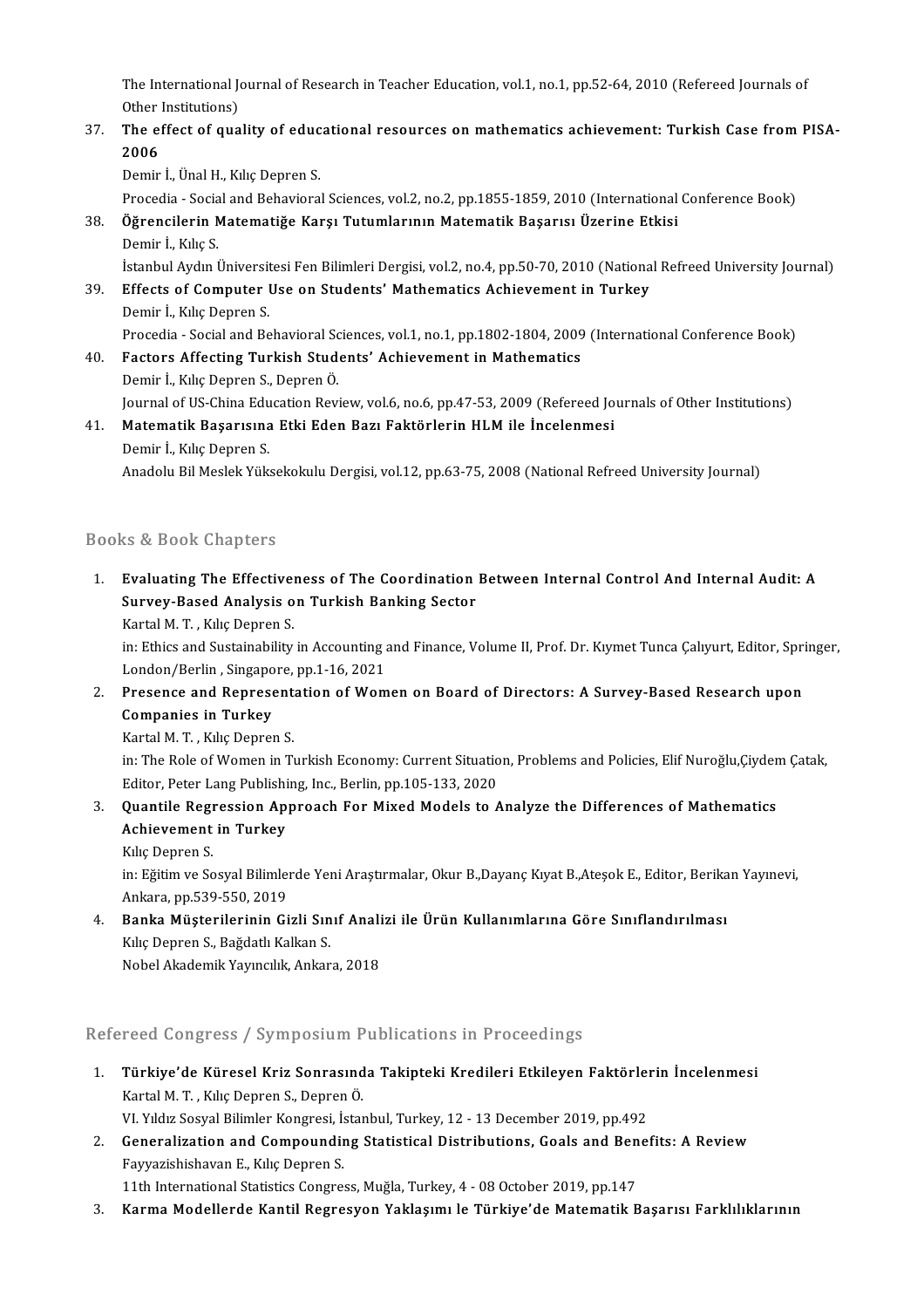The International Journal of Research in Teacher Education, vol.1, no.1, pp.52-64, 2010 (Refereed Journals of Other Institutions)

37. **The effect of quality of educational resources on mathematics achievement: Turkish Case from PISA-2006**
    Demir İ., Ünal H., Kılıç Depren S.
    Procedia - Social and Behavioral Sciences, vol.2, no.2, pp.1855-1859, 2010 (International Conference Book)
38. **Öğrencilerin Matematiğe Karşı Tutumlarının Matematik Başarısı Üzerine Etkisi**
    Demir İ., Kılıç S.
    İstanbul Aydın Üniversitesi Fen Bilimleri Dergisi, vol.2, no.4, pp.50-70, 2010 (National Refreed University Journal)
39. **Effects of Computer Use on Students' Mathematics Achievement in Turkey**
    Demir İ., Kılıç Depren S.
    Procedia - Social and Behavioral Sciences, vol.1, no.1, pp.1802-1804, 2009 (International Conference Book)
40. **Factors Affecting Turkish Students' Achievement in Mathematics**
    Demir İ., Kılıç Depren S., Depren Ö.
    Journal of US-China Education Review, vol.6, no.6, pp.47-53, 2009 (Refereed Journals of Other Institutions)
41. **Matematik Başarısına Etki Eden Bazı Faktörlerin HLM ile İncelenmesi**
    Demir İ., Kılıç Depren S.
    Anadolu Bil Meslek Yüksekokulu Dergisi, vol.12, pp.63-75, 2008 (National Refreed University Journal)

## Books & Book Chapters

1. **Evaluating The Effectiveness of The Coordination Between Internal Control And Internal Audit: A Survey-Based Analysis on Turkish Banking Sector**
   Kartal M. T. , Kılıç Depren S.
   in: Ethics and Sustainability in Accounting and Finance, Volume II, Prof. Dr. Kıymet Tunca Çalıyurt, Editor, Springer, London/Berlin , Singapore, pp.1-16, 2021
2. **Presence and Representation of Women on Board of Directors: A Survey-Based Research upon Companies in Turkey**
   Kartal M. T. , Kılıç Depren S.
   in: The Role of Women in Turkish Economy: Current Situation, Problems and Policies, Elif Nuroğlu,Çiydem Çatak, Editor, Peter Lang Publishing, Inc., Berlin, pp.105-133, 2020
3. **Quantile Regression Approach For Mixed Models to Analyze the Differences of Mathematics Achievement in Turkey**
   Kılıç Depren S.
   in: Eğitim ve Sosyal Bilimlerde Yeni Araştırmalar, Okur B.,Dayanç Kıyat B.,Ateşok E., Editor, Berikan Yayınevi, Ankara, pp.539-550, 2019
4. **Banka Müşterilerinin Gizli Sınıf Analizi ile Ürün Kullanımlarına Göre Sınıflandırılması**
   Kılıç Depren S., Bağdatlı Kalkan S.
   Nobel Akademik Yayıncılık, Ankara, 2018

## Refereed Congress / Symposium Publications in Proceedings

1. **Türkiye'de Küresel Kriz Sonrasında Takipteki Kredileri Etkileyen Faktörlerin İncelenmesi**
   Kartal M. T. , Kılıç Depren S., Depren Ö.
   VI. Yıldız Sosyal Bilimler Kongresi, İstanbul, Turkey, 12 - 13 December 2019, pp.492
2. **Generalization and Compounding Statistical Distributions, Goals and Benefits: A Review**
   Fayyazishishavan E., Kılıç Depren S.
   11th International Statistics Congress, Muğla, Turkey, 4 - 08 October 2019, pp.147
3. **Karma Modellerde Kantil Regresyon Yaklaşımı le Türkiye'de Matematik Başarısı Farklılıklarının**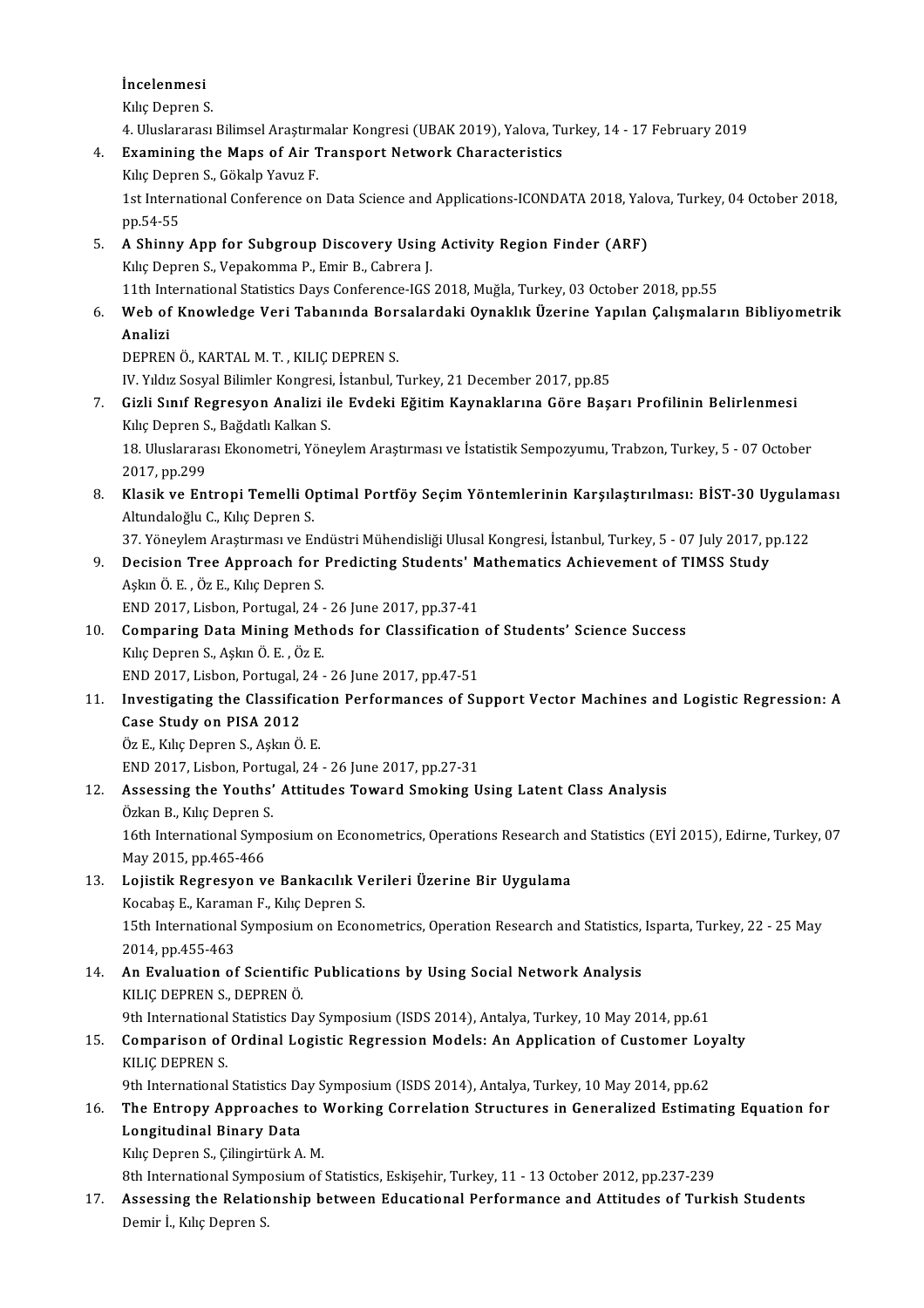**İncelenmesi**
Kılıç Depren S.
4. Uluslararası Bilimsel Araştırmalar Kongresi (UBAK 2019), Yalova, Turkey, 14 - 17 February 2019

4. **Examining the Maps of Air Transport Network Characteristics**
   Kılıç Depren S., Gökalp Yavuz F.
   1st International Conference on Data Science and Applications-ICONDATA 2018, Yalova, Turkey, 04 October 2018, pp.54-55
5. **A Shinny App for Subgroup Discovery Using Activity Region Finder (ARF)**
   Kılıç Depren S., Vepakomma P., Emir B., Cabrera J.
   11th International Statistics Days Conference-IGS 2018, Muğla, Turkey, 03 October 2018, pp.55
6. **Web of Knowledge Veri Tabanında Borsalardaki Oynaklık Üzerine Yapılan Çalışmaların Bibliyometrik Analizi**
   DEPREN Ö., KARTAL M. T. , KILIÇ DEPREN S.
   IV. Yıldız Sosyal Bilimler Kongresi, İstanbul, Turkey, 21 December 2017, pp.85
7. **Gizli Sınıf Regresyon Analizi ile Evdeki Eğitim Kaynaklarına Göre Başarı Profilinin Belirlenmesi**
   Kılıç Depren S., Bağdatlı Kalkan S.
   18. Uluslararası Ekonometri, Yöneylem Araştırması ve İstatistik Sempozyumu, Trabzon, Turkey, 5 - 07 October 2017, pp.299
8. **Klasik ve Entropi Temelli Optimal Portföy Seçim Yöntemlerinin Karşılaştırılması: BİST-30 Uygulaması**
   Altundaloğlu C., Kılıç Depren S.
   37. Yöneylem Araştırması ve Endüstri Mühendisliği Ulusal Kongresi, İstanbul, Turkey, 5 - 07 July 2017, pp.122
9. **Decision Tree Approach for Predicting Students' Mathematics Achievement of TIMSS Study**
   Aşkın Ö. E. , Öz E., Kılıç Depren S.
   END 2017, Lisbon, Portugal, 24 - 26 June 2017, pp.37-41
10. **Comparing Data Mining Methods for Classification of Students' Science Success**
    Kılıç Depren S., Aşkın Ö. E. , Öz E.
    END 2017, Lisbon, Portugal, 24 - 26 June 2017, pp.47-51
11. **Investigating the Classification Performances of Support Vector Machines and Logistic Regression: A Case Study on PISA 2012**
    Öz E., Kılıç Depren S., Aşkın Ö. E.
    END 2017, Lisbon, Portugal, 24 - 26 June 2017, pp.27-31
12. **Assessing the Youths' Attitudes Toward Smoking Using Latent Class Analysis**
    Özkan B., Kılıç Depren S.
    16th International Symposium on Econometrics, Operations Research and Statistics (EYİ 2015), Edirne, Turkey, 07 May 2015, pp.465-466
13. **Lojistik Regresyon ve Bankacılık Verileri Üzerine Bir Uygulama**
    Kocabaş E., Karaman F., Kılıç Depren S.
    15th International Symposium on Econometrics, Operation Research and Statistics, Isparta, Turkey, 22 - 25 May 2014, pp.455-463
14. **An Evaluation of Scientific Publications by Using Social Network Analysis**
    KILIÇ DEPREN S., DEPREN Ö.
    9th International Statistics Day Symposium (ISDS 2014), Antalya, Turkey, 10 May 2014, pp.61
15. **Comparison of Ordinal Logistic Regression Models: An Application of Customer Loyalty**
    KILIÇ DEPREN S.
    9th International Statistics Day Symposium (ISDS 2014), Antalya, Turkey, 10 May 2014, pp.62
16. **The Entropy Approaches to Working Correlation Structures in Generalized Estimating Equation for Longitudinal Binary Data**
    Kılıç Depren S., Çilingirtürk A. M.
    8th International Symposium of Statistics, Eskişehir, Turkey, 11 - 13 October 2012, pp.237-239
17. **Assessing the Relationship between Educational Performance and Attitudes of Turkish Students**
    Demir İ., Kılıç Depren S.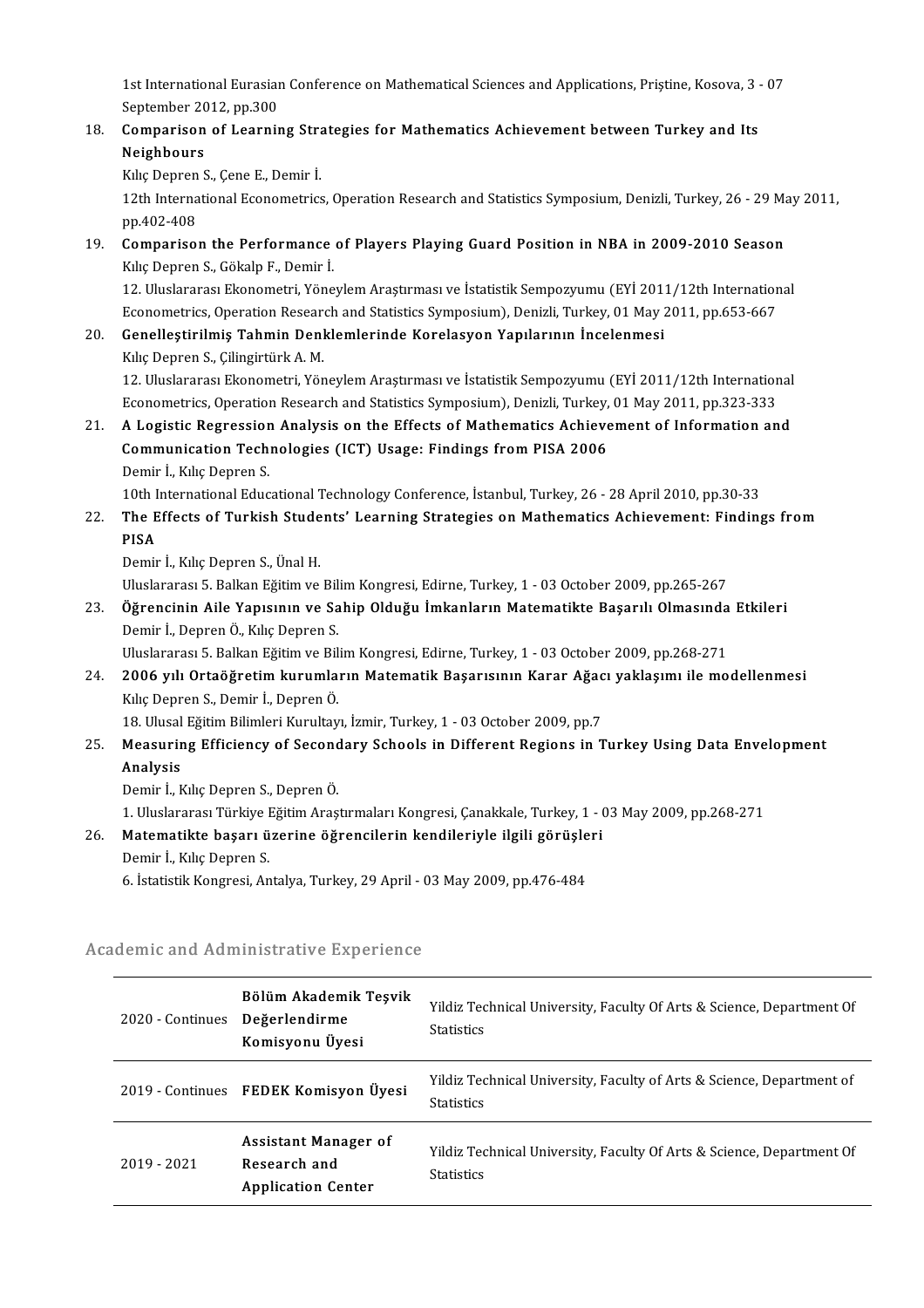1st International Eurasian Conference on Mathematical Sciences and Applications, Priştine, Kosova, 3 - 07 September 2012, pp.300

18. **Comparison of Learning Strategies for Mathematics Achievement between Turkey and Its Neighbours**
Kılıç Depren S., Çene E., Demir İ.
12th International Econometrics, Operation Research and Statistics Symposium, Denizli, Turkey, 26 - 29 May 2011, pp.402-408

19. **Comparison the Performance of Players Playing Guard Position in NBA in 2009-2010 Season**
Kılıç Depren S., Gökalp F., Demir İ.
12. Uluslararası Ekonometri, Yöneylem Araştırması ve İstatistik Sempozyumu (EYİ 2011/12th International Econometrics, Operation Research and Statistics Symposium), Denizli, Turkey, 01 May 2011, pp.653-667

20. **Genelleştirilmiş Tahmin Denklemlerinde Korelasyon Yapılarının İncelenmesi**
Kılıç Depren S., Çilingirtürk A. M.
12. Uluslararası Ekonometri, Yöneylem Araştırması ve İstatistik Sempozyumu (EYİ 2011/12th International Econometrics, Operation Research and Statistics Symposium), Denizli, Turkey, 01 May 2011, pp.323-333

21. **A Logistic Regression Analysis on the Effects of Mathematics Achievement of Information and Communication Technologies (ICT) Usage: Findings from PISA 2006**
Demir İ., Kılıç Depren S.
10th International Educational Technology Conference, İstanbul, Turkey, 26 - 28 April 2010, pp.30-33

22. **The Effects of Turkish Students' Learning Strategies on Mathematics Achievement: Findings from PISA**
Demir İ., Kılıç Depren S., Ünal H.
Uluslararası 5. Balkan Eğitim ve Bilim Kongresi, Edirne, Turkey, 1 - 03 October 2009, pp.265-267

23. **Öğrencinin Aile Yapısının ve Sahip Olduğu İmkanların Matematikte Başarılı Olmasında Etkileri**
Demir İ., Depren Ö., Kılıç Depren S.
Uluslararası 5. Balkan Eğitim ve Bilim Kongresi, Edirne, Turkey, 1 - 03 October 2009, pp.268-271

24. **2006 yılı Ortaöğretim kurumların Matematik Başarısının Karar Ağacı yaklaşımı ile modellenmesi**
Kılıç Depren S., Demir İ., Depren Ö.
18. Ulusal Eğitim Bilimleri Kurultayı, İzmir, Turkey, 1 - 03 October 2009, pp.7

25. **Measuring Efficiency of Secondary Schools in Different Regions in Turkey Using Data Envelopment Analysis**
Demir İ., Kılıç Depren S., Depren Ö.
1. Uluslararası Türkiye Eğitim Araştırmaları Kongresi, Çanakkale, Turkey, 1 - 03 May 2009, pp.268-271

26. **Matematikte başarı üzerine öğrencilerin kendileriyle ilgili görüşleri**
Demir İ., Kılıç Depren S.
6. İstatistik Kongresi, Antalya, Turkey, 29 April - 03 May 2009, pp.476-484

## Academic and Administrative Experience

| | | |
|---|---|---|
| 2020 - Continues | **Bölüm Akademik Teşvik Değerlendirme Komisyonu Üyesi** | Yildiz Technical University, Faculty Of Arts & Science, Department Of Statistics |
| 2019 - Continues | **FEDEK Komisyon Üyesi** | Yildiz Technical University, Faculty of Arts & Science, Department of Statistics |
| 2019 - 2021 | **Assistant Manager of Research and Application Center** | Yildiz Technical University, Faculty Of Arts & Science, Department Of Statistics |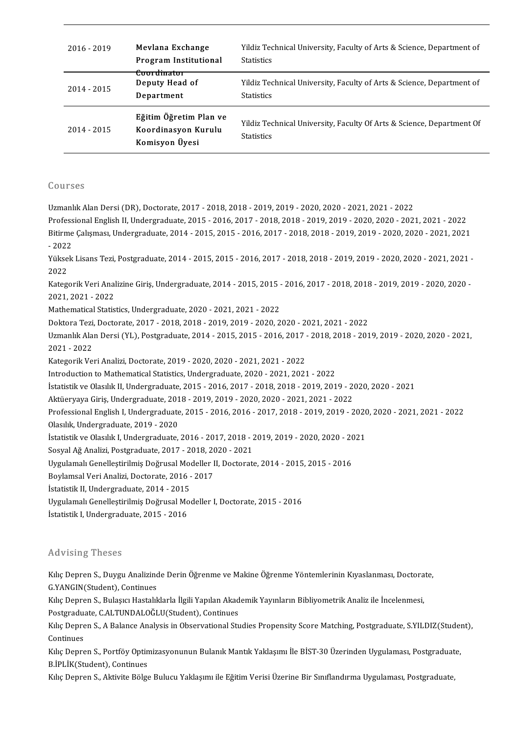| | | |
|---|---|---|
| 2016 - 2019 | **Mevlana Exchange Program Institutional Coordinator** | Yildiz Technical University, Faculty of Arts & Science, Department of Statistics |
| 2014 - 2015 | **Deputy Head of Department** | Yildiz Technical University, Faculty of Arts & Science, Department of Statistics |
| 2014 - 2015 | **Eğitim Öğretim Plan ve Koordinasyon Kurulu Komisyon Üyesi** | Yildiz Technical University, Faculty Of Arts & Science, Department Of Statistics |

## Courses

Uzmanlık Alan Dersi (DR), Doctorate, 2017 - 2018, 2018 - 2019, 2019 - 2020, 2020 - 2021, 2021 - 2022
Professional English II, Undergraduate, 2015 - 2016, 2017 - 2018, 2018 - 2019, 2019 - 2020, 2020 - 2021, 2021 - 2022
Bitirme Çalışması, Undergraduate, 2014 - 2015, 2015 - 2016, 2017 - 2018, 2018 - 2019, 2019 - 2020, 2020 - 2021, 2021 - 2022
Yüksek Lisans Tezi, Postgraduate, 2014 - 2015, 2015 - 2016, 2017 - 2018, 2018 - 2019, 2019 - 2020, 2020 - 2021, 2021 - 2022
Kategorik Veri Analizine Giriş, Undergraduate, 2014 - 2015, 2015 - 2016, 2017 - 2018, 2018 - 2019, 2019 - 2020, 2020 - 2021, 2021 - 2022
Mathematical Statistics, Undergraduate, 2020 - 2021, 2021 - 2022
Doktora Tezi, Doctorate, 2017 - 2018, 2018 - 2019, 2019 - 2020, 2020 - 2021, 2021 - 2022
Uzmanlık Alan Dersi (YL), Postgraduate, 2014 - 2015, 2015 - 2016, 2017 - 2018, 2018 - 2019, 2019 - 2020, 2020 - 2021, 2021 - 2022
Kategorik Veri Analizi, Doctorate, 2019 - 2020, 2020 - 2021, 2021 - 2022
Introduction to Mathematical Statistics, Undergraduate, 2020 - 2021, 2021 - 2022
İstatistik ve Olasılık II, Undergraduate, 2015 - 2016, 2017 - 2018, 2018 - 2019, 2019 - 2020, 2020 - 2021
Aktüeryaya Giriş, Undergraduate, 2018 - 2019, 2019 - 2020, 2020 - 2021, 2021 - 2022
Professional English I, Undergraduate, 2015 - 2016, 2016 - 2017, 2018 - 2019, 2019 - 2020, 2020 - 2021, 2021 - 2022
Olasılık, Undergraduate, 2019 - 2020
İstatistik ve Olasılık I, Undergraduate, 2016 - 2017, 2018 - 2019, 2019 - 2020, 2020 - 2021
Sosyal Ağ Analizi, Postgraduate, 2017 - 2018, 2020 - 2021
Uygulamalı Genelleştirilmiş Doğrusal Modeller II, Doctorate, 2014 - 2015, 2015 - 2016
Boylamsal Veri Analizi, Doctorate, 2016 - 2017
İstatistik II, Undergraduate, 2014 - 2015
Uygulamalı Genelleştirilmiş Doğrusal Modeller I, Doctorate, 2015 - 2016
İstatistik I, Undergraduate, 2015 - 2016

## Advising Theses

Kılıç Depren S., Duygu Analizinde Derin Öğrenme ve Makine Öğrenme Yöntemlerinin Kıyaslanması, Doctorate, G.YANGIN(Student), Continues

Kılıç Depren S., Bulaşıcı Hastalıklarla İlgili Yapılan Akademik Yayınların Bibliyometrik Analiz ile İncelenmesi, Postgraduate, C.ALTUNDALOĞLU(Student), Continues

Kılıç Depren S., A Balance Analysis in Observational Studies Propensity Score Matching, Postgraduate, S.YILDIZ(Student), Continues

Kılıç Depren S., Portföy Optimizasyonunun Bulanık Mantık Yaklaşımı İle BİST-30 Üzerinden Uygulaması, Postgraduate, B.İPLİK(Student), Continues

Kılıç Depren S., Aktivite Bölge Bulucu Yaklaşımı ile Eğitim Verisi Üzerine Bir Sınıflandırma Uygulaması, Postgraduate,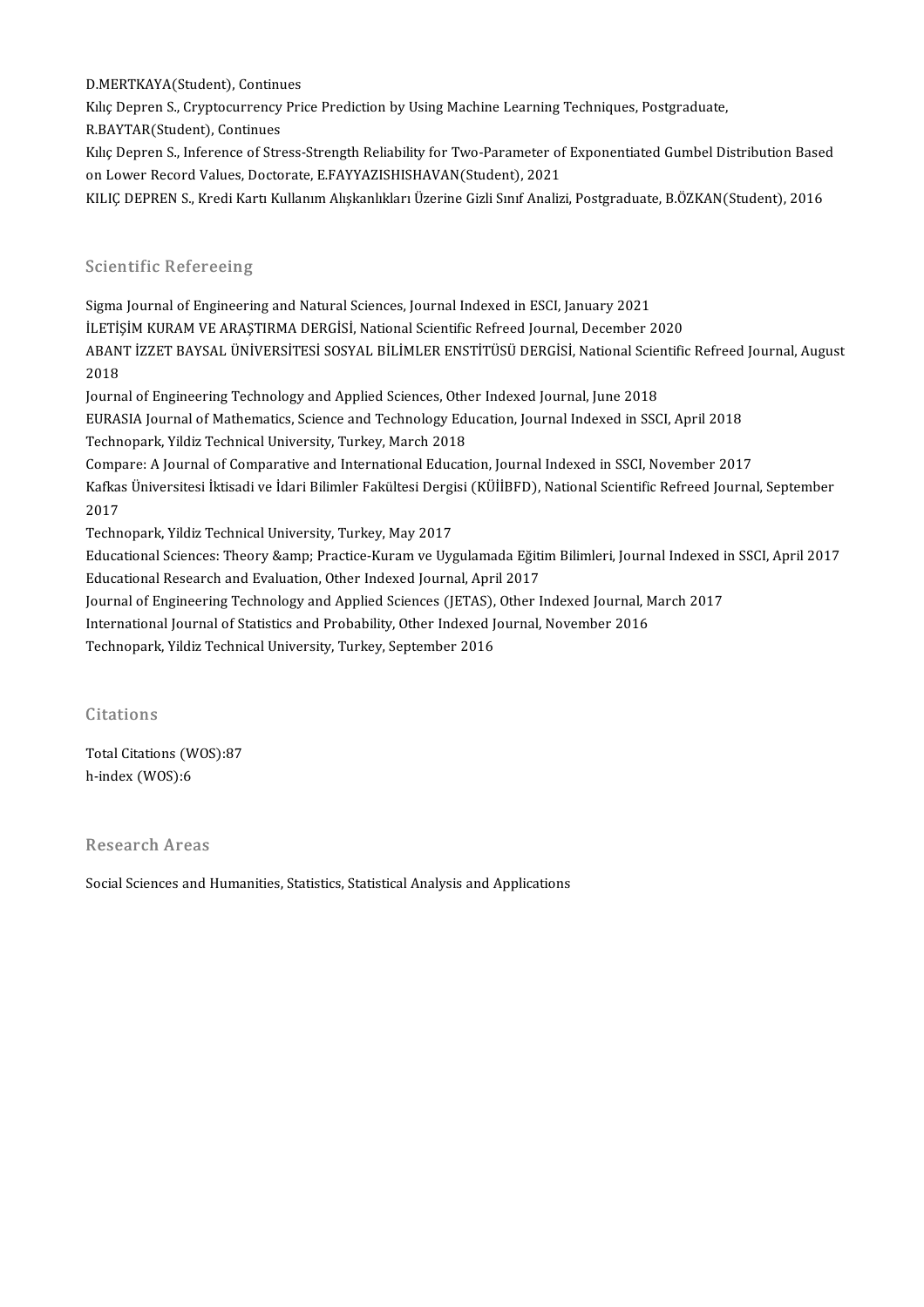D.MERTKAYA(Student), Continues

Kılıç Depren S., Cryptocurrency Price Prediction by Using Machine Learning Techniques, Postgraduate, R.BAYTAR(Student), Continues

Kılıç Depren S., Inference of Stress-Strength Reliability for Two-Parameter of Exponentiated Gumbel Distribution Based on Lower Record Values, Doctorate, E.FAYYAZISHISHAVAN(Student), 2021

KILIÇ DEPREN S., Kredi Kartı Kullanım Alışkanlıkları Üzerine Gizli Sınıf Analizi, Postgraduate, B.ÖZKAN(Student), 2016

## Scientific Refereeing

Sigma Journal of Engineering and Natural Sciences, Journal Indexed in ESCI, January 2021

İLETİŞİM KURAM VE ARAŞTIRMA DERGİSİ, National Scientific Refreed Journal, December 2020

ABANT İZZET BAYSAL ÜNİVERSİTESİ SOSYAL BİLİMLER ENSTİTÜSÜ DERGİSİ, National Scientific Refreed Journal, August 2018

Journal of Engineering Technology and Applied Sciences, Other Indexed Journal, June 2018

EURASIA Journal of Mathematics, Science and Technology Education, Journal Indexed in SSCI, April 2018

Technopark, Yildiz Technical University, Turkey, March 2018

Compare: A Journal of Comparative and International Education, Journal Indexed in SSCI, November 2017

Kafkas Üniversitesi İktisadi ve İdari Bilimler Fakültesi Dergisi (KÜİİBFD), National Scientific Refreed Journal, September 2017

Technopark, Yildiz Technical University, Turkey, May 2017

Educational Sciences: Theory &amp; Practice-Kuram ve Uygulamada Eğitim Bilimleri, Journal Indexed in SSCI, April 2017

Educational Research and Evaluation, Other Indexed Journal, April 2017

Journal of Engineering Technology and Applied Sciences (JETAS), Other Indexed Journal, March 2017

International Journal of Statistics and Probability, Other Indexed Journal, November 2016

Technopark, Yildiz Technical University, Turkey, September 2016

## Citations

Total Citations (WOS):87

h-index (WOS):6

## Research Areas

Social Sciences and Humanities, Statistics, Statistical Analysis and Applications